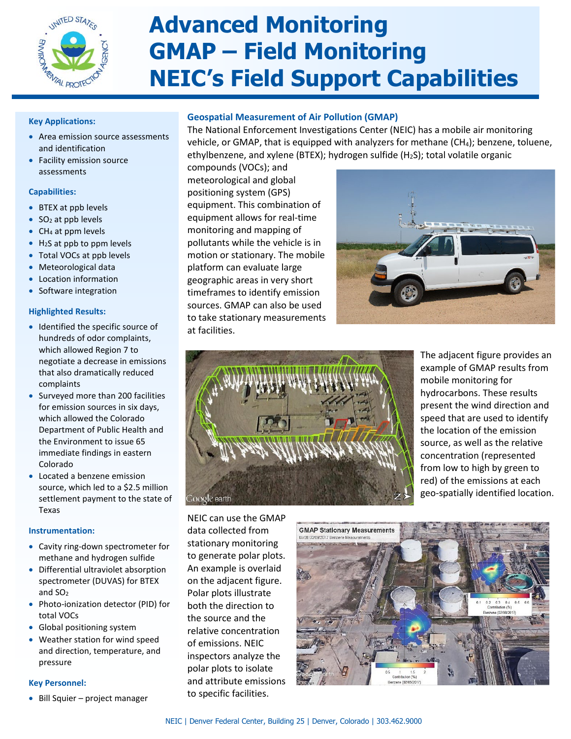# Advanced Monitoring GMAP – Field Monitoring NEIC's Field Support Capabilities

### Key Applications:

- Area emission source assessments and identification
- Facility emission source assessments

### Capabilities:

- BTEX at ppb levels
- $SO_2$ at ppb levels
- $CH_4$ at ppm levels
- $H_2S$ at ppb to ppm levels
- Total VOCs at ppb levels
- Meteorological data
- Location information
- Software integration

### Highlighted Results:

- Identified the specific source of hundreds of odor complaints, which allowed Region 7 to negotiate a decrease in emissions that also dramatically reduced complaints
- Surveyed more than 200 facilities for emission sources in six days, which allowed the Colorado Department of Public Health and the Environment to issue 65 immediate findings in eastern Colorado
- Located a benzene emission source, which led to a $2.5 million settlement payment to the state of Texas

### Instrumentation:

- Cavity ring-down spectrometer for methane and hydrogen sulfide
- Differential ultraviolet absorption spectrometer (DUVAS) for BTEX and $SO_2$
- Photo-ionization detector (PID) for total VOCs
- Global positioning system
- Weather station for wind speed and direction, temperature, and pressure

### Key Personnel:

- Bill Squier – project manager

## Geospatial Measurement of Air Pollution (GMAP)

The National Enforcement Investigations Center (NEIC) has a mobile air monitoring vehicle, or GMAP, that is equipped with analyzers for methane ($CH_4$); benzene, toluene, ethylbenzene, and xylene (BTEX); hydrogen sulfide ($H_2S$); total volatile organic compounds (VOCs); and meteorological and global positioning system (GPS) equipment. This combination of equipment allows for real-time monitoring and mapping of pollutants while the vehicle is in motion or stationary. The mobile platform can evaluate large geographic areas in very short timeframes to identify emission sources. GMAP can also be used to take stationary measurements at facilities.

The adjacent figure provides an example of GMAP results from mobile monitoring for hydrocarbons. These results present the wind direction and speed that are used to identify the location of the emission source, as well as the relative concentration (represented from low to high by green to red) of the emissions at each geo-spatially identified location.

NEIC can use the GMAP data collected from stationary monitoring to generate polar plots. An example is overlaid on the adjacent figure. Polar plots illustrate both the direction to the source and the relative concentration of emissions. NEIC inspectors analyze the polar plots to isolate and attribute emissions to specific facilities.

NEIC | Denver Federal Center, Building 25 | Denver, Colorado | 303.462.9000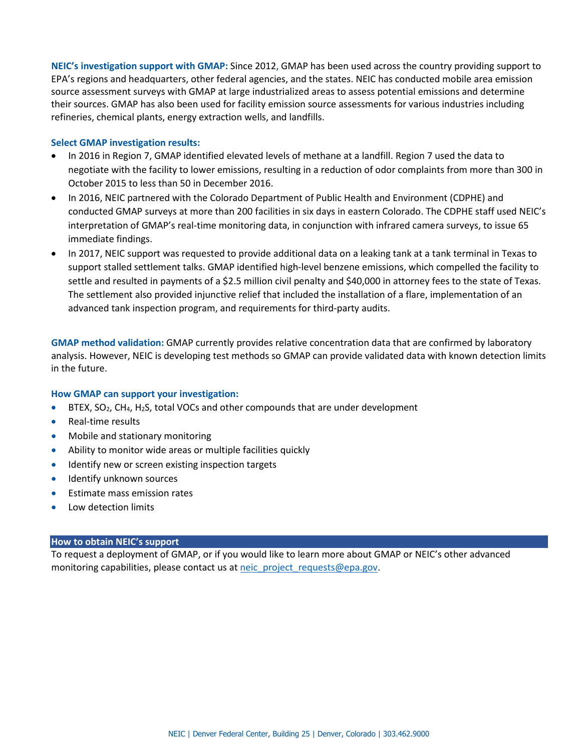**NEIC's investigation support with GMAP:** Since 2012, GMAP has been used across the country providing support to EPA's regions and headquarters, other federal agencies, and the states. NEIC has conducted mobile area emission source assessment surveys with GMAP at large industrialized areas to assess potential emissions and determine their sources. GMAP has also been used for facility emission source assessments for various industries including refineries, chemical plants, energy extraction wells, and landfills.

**Select GMAP investigation results:**

- In 2016 in Region 7, GMAP identified elevated levels of methane at a landfill. Region 7 used the data to negotiate with the facility to lower emissions, resulting in a reduction of odor complaints from more than 300 in October 2015 to less than 50 in December 2016.
- In 2016, NEIC partnered with the Colorado Department of Public Health and Environment (CDPHE) and conducted GMAP surveys at more than 200 facilities in six days in eastern Colorado. The CDPHE staff used NEIC's interpretation of GMAP's real-time monitoring data, in conjunction with infrared camera surveys, to issue 65 immediate findings.
- In 2017, NEIC support was requested to provide additional data on a leaking tank at a tank terminal in Texas to support stalled settlement talks. GMAP identified high-level benzene emissions, which compelled the facility to settle and resulted in payments of a $2.5 million civil penalty and $40,000 in attorney fees to the state of Texas. The settlement also provided injunctive relief that included the installation of a flare, implementation of an advanced tank inspection program, and requirements for third-party audits.

**GMAP method validation:** GMAP currently provides relative concentration data that are confirmed by laboratory analysis. However, NEIC is developing test methods so GMAP can provide validated data with known detection limits in the future.

**How GMAP can support your investigation:**

- BTEX, $SO_2$, $CH_4$, $H_2S$, total VOCs and other compounds that are under development
- Real-time results
- Mobile and stationary monitoring
- Ability to monitor wide areas or multiple facilities quickly
- Identify new or screen existing inspection targets
- Identify unknown sources
- Estimate mass emission rates
- Low detection limits

## How to obtain NEIC's support

To request a deployment of GMAP, or if you would like to learn more about GMAP or NEIC's other advanced monitoring capabilities, please contact us at neic_project_requests@epa.gov.

NEIC | Denver Federal Center, Building 25 | Denver, Colorado | 303.462.9000